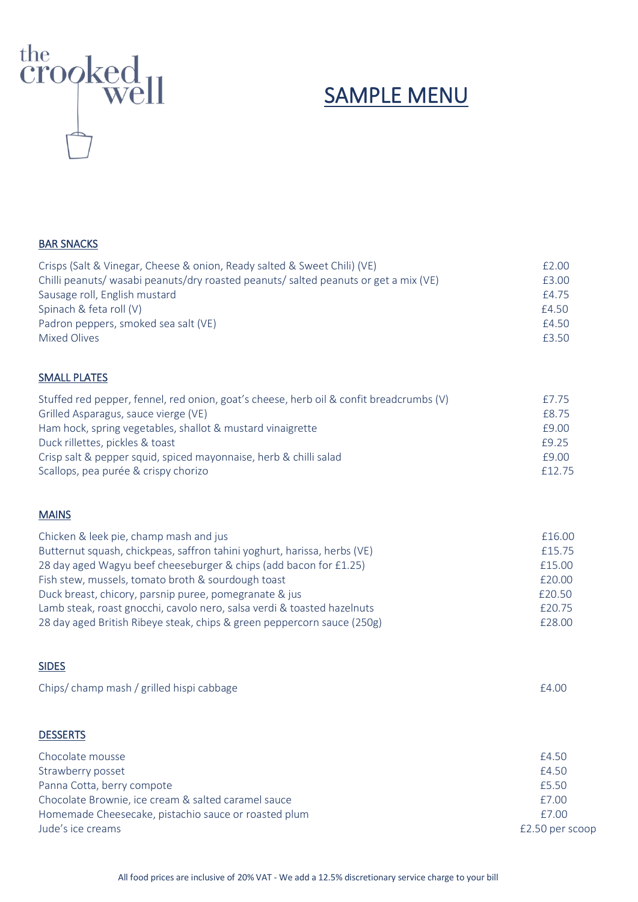the crooked well

# SAMPLE MENU

## BAR SNACKS

| Item | Price |
|---|---|
| Crisps (Salt & Vinegar, Cheese & onion, Ready salted & Sweet Chili) (VE) | £2.00 |
| Chilli peanuts/ wasabi peanuts/dry roasted peanuts/ salted peanuts or get a mix (VE) | £3.00 |
| Sausage roll, English mustard | £4.75 |
| Spinach & feta roll (V) | £4.50 |
| Padron peppers, smoked sea salt (VE) | £4.50 |
| Mixed Olives | £3.50 |

## SMALL PLATES

| Item | Price |
|---|---|
| Stuffed red pepper, fennel, red onion, goat's cheese, herb oil & confit breadcrumbs (V) | £7.75 |
| Grilled Asparagus, sauce vierge (VE) | £8.75 |
| Ham hock, spring vegetables, shallot & mustard vinaigrette | £9.00 |
| Duck rillettes, pickles & toast | £9.25 |
| Crisp salt & pepper squid, spiced mayonnaise, herb & chilli salad | £9.00 |
| Scallops, pea purée & crispy chorizo | £12.75 |

## MAINS

| Item | Price |
|---|---|
| Chicken & leek pie, champ mash and jus | £16.00 |
| Butternut squash, chickpeas, saffron tahini yoghurt, harissa, herbs (VE) | £15.75 |
| 28 day aged Wagyu beef cheeseburger & chips (add bacon for £1.25) | £15.00 |
| Fish stew, mussels, tomato broth & sourdough toast | £20.00 |
| Duck breast, chicory, parsnip puree, pomegranate & jus | £20.50 |
| Lamb steak, roast gnocchi, cavolo nero, salsa verdi & toasted hazelnuts | £20.75 |
| 28 day aged British Ribeye steak, chips & green peppercorn sauce (250g) | £28.00 |

## SIDES

| Item | Price |
|---|---|
| Chips/ champ mash / grilled hispi cabbage | £4.00 |

## DESSERTS

| Item | Price |
|---|---|
| Chocolate mousse | £4.50 |
| Strawberry posset | £4.50 |
| Panna Cotta, berry compote | £5.50 |
| Chocolate Brownie, ice cream & salted caramel sauce | £7.00 |
| Homemade Cheesecake, pistachio sauce or roasted plum | £7.00 |
| Jude's ice creams | £2.50 per scoop |

All food prices are inclusive of 20% VAT - We add a 12.5% discretionary service charge to your bill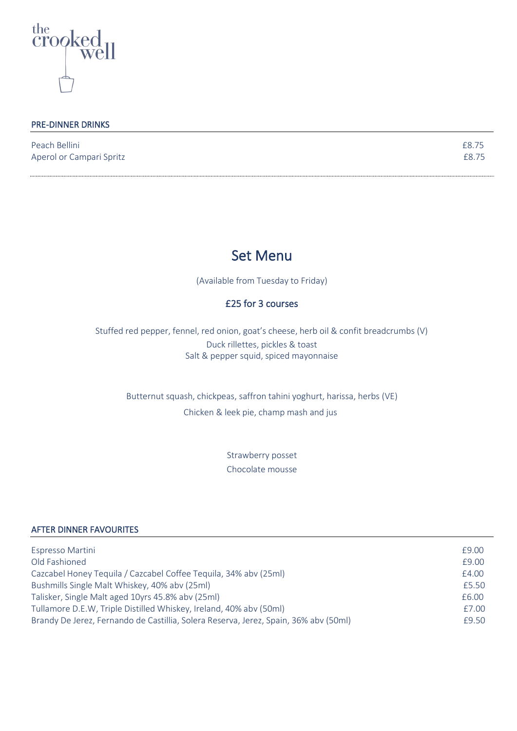the crooked well

## PRE-DINNER DRINKS

| | |
|---|---|
| Peach Bellini | £8.75 |
| Aperol or Campari Spritz | £8.75 |

# Set Menu

(Available from Tuesday to Friday)

### £25 for 3 courses

Stuffed red pepper, fennel, red onion, goat's cheese, herb oil & confit breadcrumbs (V)
Duck rillettes, pickles & toast
Salt & pepper squid, spiced mayonnaise

Butternut squash, chickpeas, saffron tahini yoghurt, harissa, herbs (VE)
Chicken & leek pie, champ mash and jus

Strawberry posset
Chocolate mousse

## AFTER DINNER FAVOURITES

| | |
|---|---|
| Espresso Martini | £9.00 |
| Old Fashioned | £9.00 |
| Cazcabel Honey Tequila / Cazcabel Coffee Tequila, 34% abv (25ml) | £4.00 |
| Bushmills Single Malt Whiskey, 40% abv (25ml) | £5.50 |
| Talisker, Single Malt aged 10yrs 45.8% abv (25ml) | £6.00 |
| Tullamore D.E.W, Triple Distilled Whiskey, Ireland, 40% abv (50ml) | £7.00 |
| Brandy De Jerez, Fernando de Castillia, Solera Reserva, Jerez, Spain, 36% abv (50ml) | £9.50 |